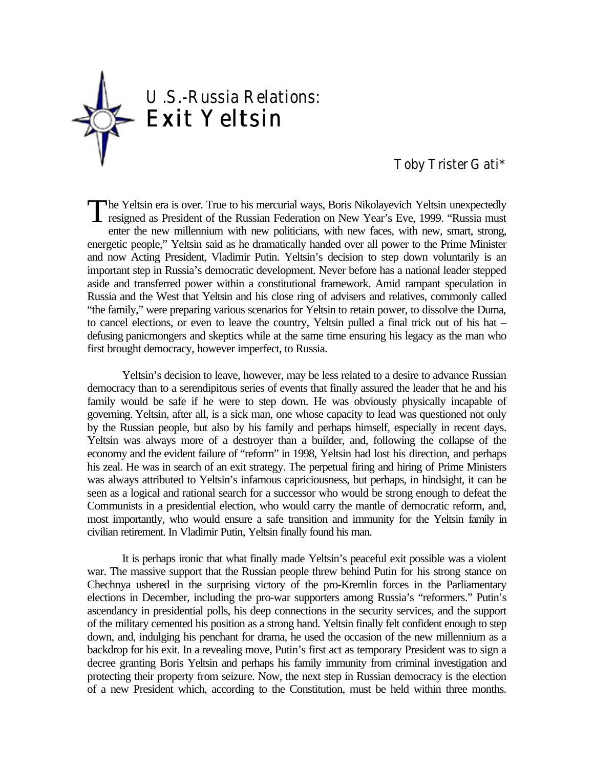# U.S.-Russia Relations:
# Exit Yeltsin

Toby Trister Gati*

The Yeltsin era is over. True to his mercurial ways, Boris Nikolayevich Yeltsin unexpectedly resigned as President of the Russian Federation on New Year's Eve, 1999. "Russia must enter the new millennium with new politicians, with new faces, with new, smart, strong, energetic people," Yeltsin said as he dramatically handed over all power to the Prime Minister and now Acting President, Vladimir Putin. Yeltsin's decision to step down voluntarily is an important step in Russia's democratic development. Never before has a national leader stepped aside and transferred power within a constitutional framework. Amid rampant speculation in Russia and the West that Yeltsin and his close ring of advisers and relatives, commonly called "the family," were preparing various scenarios for Yeltsin to retain power, to dissolve the Duma, to cancel elections, or even to leave the country, Yeltsin pulled a final trick out of his hat – defusing panicmongers and skeptics while at the same time ensuring his legacy as the man who first brought democracy, however imperfect, to Russia.

Yeltsin's decision to leave, however, may be less related to a desire to advance Russian democracy than to a serendipitous series of events that finally assured the leader that he and his family would be safe if he were to step down. He was obviously physically incapable of governing. Yeltsin, after all, is a sick man, one whose capacity to lead was questioned not only by the Russian people, but also by his family and perhaps himself, especially in recent days. Yeltsin was always more of a destroyer than a builder, and, following the collapse of the economy and the evident failure of "reform" in 1998, Yeltsin had lost his direction, and perhaps his zeal. He was in search of an exit strategy. The perpetual firing and hiring of Prime Ministers was always attributed to Yeltsin's infamous capriciousness, but perhaps, in hindsight, it can be seen as a logical and rational search for a successor who would be strong enough to defeat the Communists in a presidential election, who would carry the mantle of democratic reform, and, most importantly, who would ensure a safe transition and immunity for the Yeltsin family in civilian retirement. In Vladimir Putin, Yeltsin finally found his man.

It is perhaps ironic that what finally made Yeltsin's peaceful exit possible was a violent war. The massive support that the Russian people threw behind Putin for his strong stance on Chechnya ushered in the surprising victory of the pro-Kremlin forces in the Parliamentary elections in December, including the pro-war supporters among Russia's "reformers." Putin's ascendancy in presidential polls, his deep connections in the security services, and the support of the military cemented his position as a strong hand. Yeltsin finally felt confident enough to step down, and, indulging his penchant for drama, he used the occasion of the new millennium as a backdrop for his exit. In a revealing move, Putin's first act as temporary President was to sign a decree granting Boris Yeltsin and perhaps his family immunity from criminal investigation and protecting their property from seizure. Now, the next step in Russian democracy is the election of a new President which, according to the Constitution, must be held within three months.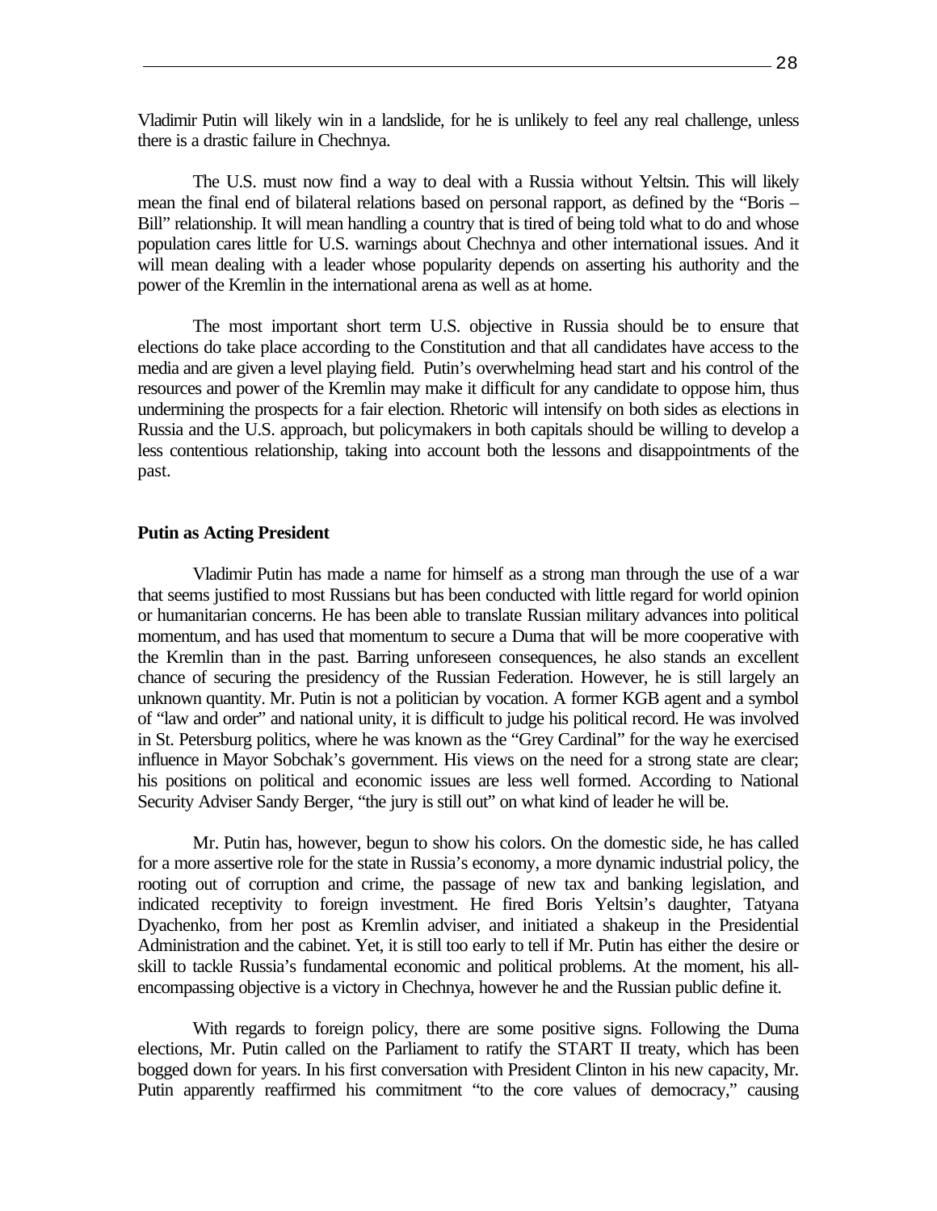Vladimir Putin will likely win in a landslide, for he is unlikely to feel any real challenge, unless there is a drastic failure in Chechnya.

The U.S. must now find a way to deal with a Russia without Yeltsin. This will likely mean the final end of bilateral relations based on personal rapport, as defined by the "Boris – Bill" relationship. It will mean handling a country that is tired of being told what to do and whose population cares little for U.S. warnings about Chechnya and other international issues. And it will mean dealing with a leader whose popularity depends on asserting his authority and the power of the Kremlin in the international arena as well as at home.

The most important short term U.S. objective in Russia should be to ensure that elections do take place according to the Constitution and that all candidates have access to the media and are given a level playing field. Putin's overwhelming head start and his control of the resources and power of the Kremlin may make it difficult for any candidate to oppose him, thus undermining the prospects for a fair election. Rhetoric will intensify on both sides as elections in Russia and the U.S. approach, but policymakers in both capitals should be willing to develop a less contentious relationship, taking into account both the lessons and disappointments of the past.

**Putin as Acting President**

Vladimir Putin has made a name for himself as a strong man through the use of a war that seems justified to most Russians but has been conducted with little regard for world opinion or humanitarian concerns. He has been able to translate Russian military advances into political momentum, and has used that momentum to secure a Duma that will be more cooperative with the Kremlin than in the past. Barring unforeseen consequences, he also stands an excellent chance of securing the presidency of the Russian Federation. However, he is still largely an unknown quantity. Mr. Putin is not a politician by vocation. A former KGB agent and a symbol of "law and order" and national unity, it is difficult to judge his political record. He was involved in St. Petersburg politics, where he was known as the "Grey Cardinal" for the way he exercised influence in Mayor Sobchak's government. His views on the need for a strong state are clear; his positions on political and economic issues are less well formed. According to National Security Adviser Sandy Berger, "the jury is still out" on what kind of leader he will be.

Mr. Putin has, however, begun to show his colors. On the domestic side, he has called for a more assertive role for the state in Russia's economy, a more dynamic industrial policy, the rooting out of corruption and crime, the passage of new tax and banking legislation, and indicated receptivity to foreign investment. He fired Boris Yeltsin's daughter, Tatyana Dyachenko, from her post as Kremlin adviser, and initiated a shakeup in the Presidential Administration and the cabinet. Yet, it is still too early to tell if Mr. Putin has either the desire or skill to tackle Russia's fundamental economic and political problems. At the moment, his all-encompassing objective is a victory in Chechnya, however he and the Russian public define it.

With regards to foreign policy, there are some positive signs. Following the Duma elections, Mr. Putin called on the Parliament to ratify the START II treaty, which has been bogged down for years. In his first conversation with President Clinton in his new capacity, Mr. Putin apparently reaffirmed his commitment "to the core values of democracy," causing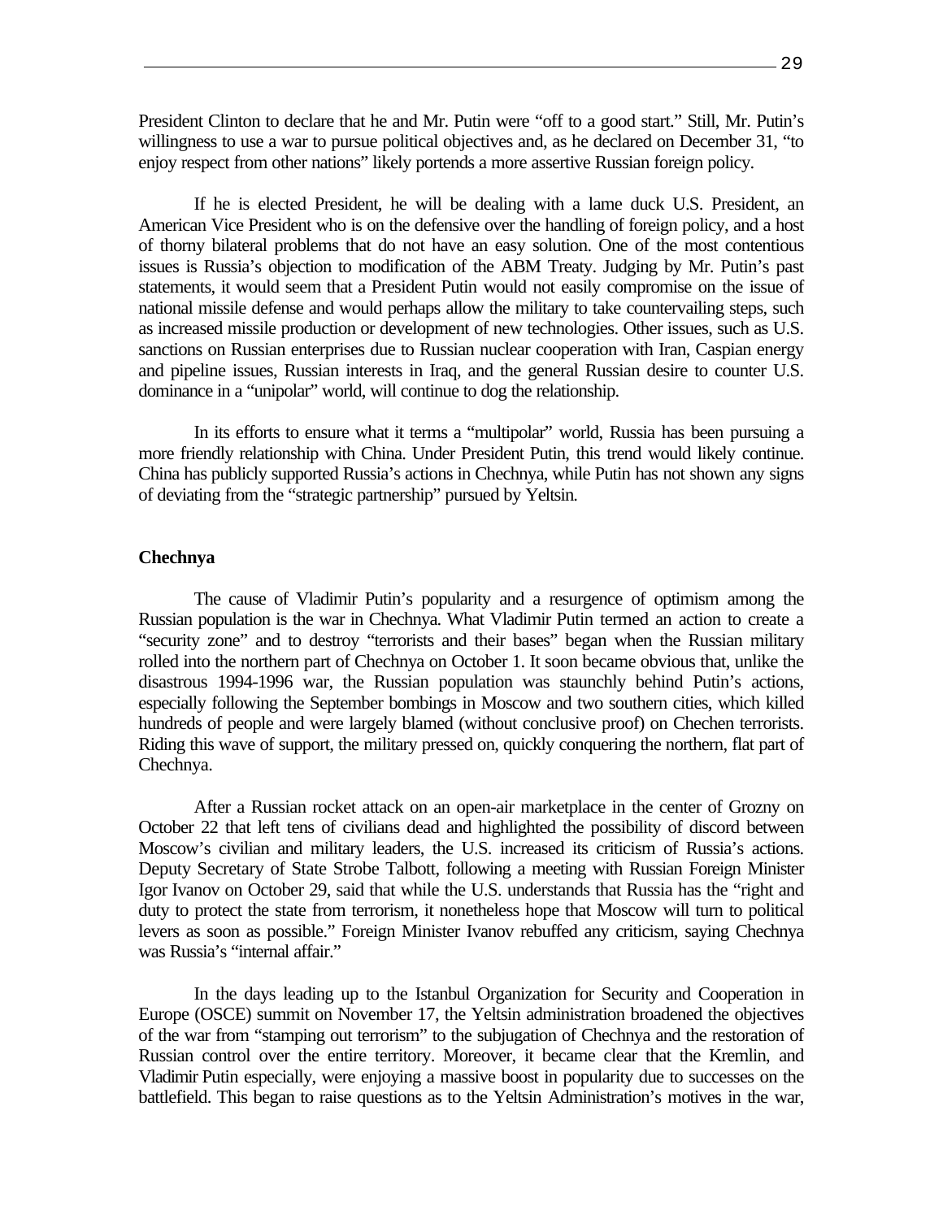President Clinton to declare that he and Mr. Putin were "off to a good start." Still, Mr. Putin's willingness to use a war to pursue political objectives and, as he declared on December 31, "to enjoy respect from other nations" likely portends a more assertive Russian foreign policy.

If he is elected President, he will be dealing with a lame duck U.S. President, an American Vice President who is on the defensive over the handling of foreign policy, and a host of thorny bilateral problems that do not have an easy solution. One of the most contentious issues is Russia's objection to modification of the ABM Treaty. Judging by Mr. Putin's past statements, it would seem that a President Putin would not easily compromise on the issue of national missile defense and would perhaps allow the military to take countervailing steps, such as increased missile production or development of new technologies. Other issues, such as U.S. sanctions on Russian enterprises due to Russian nuclear cooperation with Iran, Caspian energy and pipeline issues, Russian interests in Iraq, and the general Russian desire to counter U.S. dominance in a "unipolar" world, will continue to dog the relationship.

In its efforts to ensure what it terms a "multipolar" world, Russia has been pursuing a more friendly relationship with China. Under President Putin, this trend would likely continue. China has publicly supported Russia's actions in Chechnya, while Putin has not shown any signs of deviating from the "strategic partnership" pursued by Yeltsin.

**Chechnya**

The cause of Vladimir Putin's popularity and a resurgence of optimism among the Russian population is the war in Chechnya. What Vladimir Putin termed an action to create a "security zone" and to destroy "terrorists and their bases" began when the Russian military rolled into the northern part of Chechnya on October 1. It soon became obvious that, unlike the disastrous 1994-1996 war, the Russian population was staunchly behind Putin's actions, especially following the September bombings in Moscow and two southern cities, which killed hundreds of people and were largely blamed (without conclusive proof) on Chechen terrorists. Riding this wave of support, the military pressed on, quickly conquering the northern, flat part of Chechnya.

After a Russian rocket attack on an open-air marketplace in the center of Grozny on October 22 that left tens of civilians dead and highlighted the possibility of discord between Moscow's civilian and military leaders, the U.S. increased its criticism of Russia's actions. Deputy Secretary of State Strobe Talbott, following a meeting with Russian Foreign Minister Igor Ivanov on October 29, said that while the U.S. understands that Russia has the "right and duty to protect the state from terrorism, it nonetheless hope that Moscow will turn to political levers as soon as possible." Foreign Minister Ivanov rebuffed any criticism, saying Chechnya was Russia's "internal affair."

In the days leading up to the Istanbul Organization for Security and Cooperation in Europe (OSCE) summit on November 17, the Yeltsin administration broadened the objectives of the war from "stamping out terrorism" to the subjugation of Chechnya and the restoration of Russian control over the entire territory. Moreover, it became clear that the Kremlin, and Vladimir Putin especially, were enjoying a massive boost in popularity due to successes on the battlefield. This began to raise questions as to the Yeltsin Administration's motives in the war,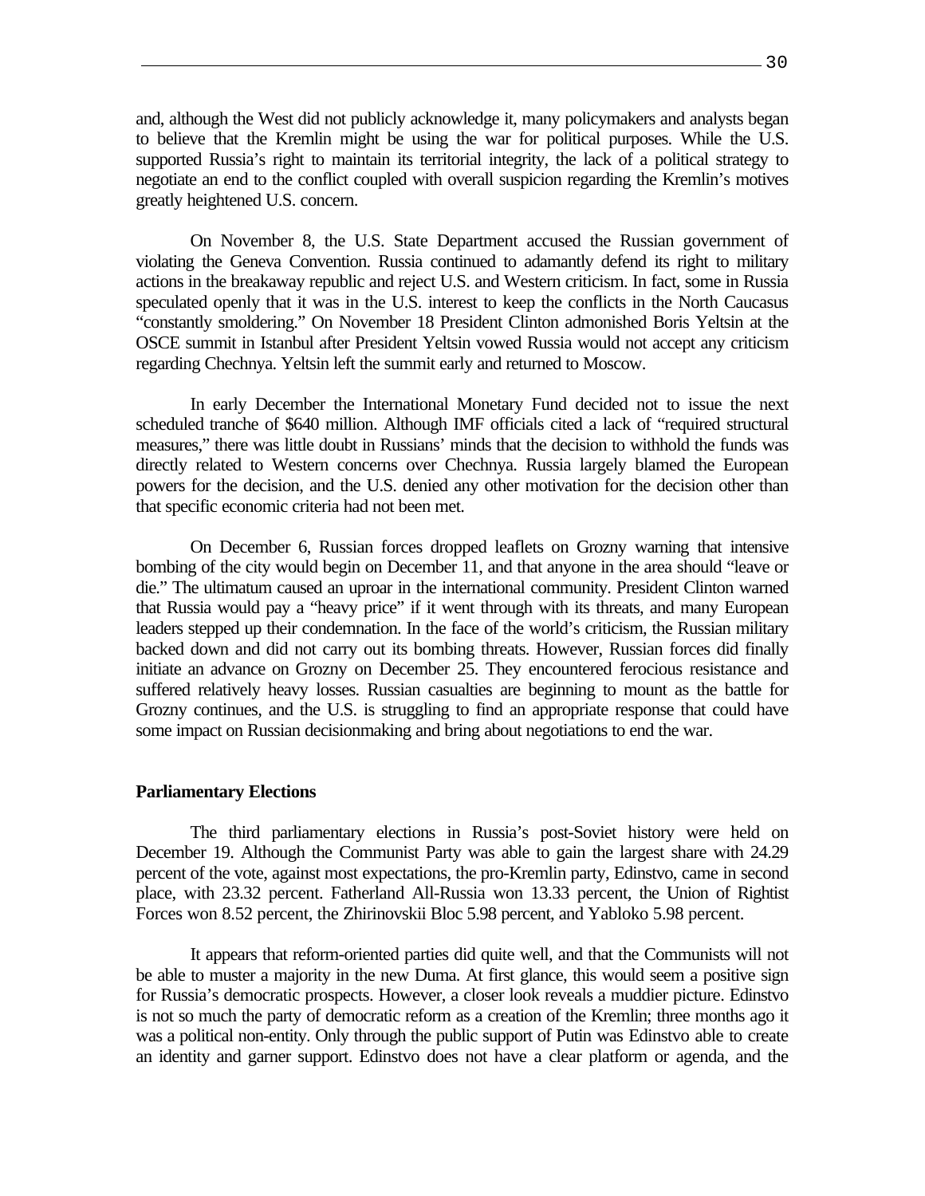and, although the West did not publicly acknowledge it, many policymakers and analysts began to believe that the Kremlin might be using the war for political purposes. While the U.S. supported Russia's right to maintain its territorial integrity, the lack of a political strategy to negotiate an end to the conflict coupled with overall suspicion regarding the Kremlin's motives greatly heightened U.S. concern.

On November 8, the U.S. State Department accused the Russian government of violating the Geneva Convention. Russia continued to adamantly defend its right to military actions in the breakaway republic and reject U.S. and Western criticism. In fact, some in Russia speculated openly that it was in the U.S. interest to keep the conflicts in the North Caucasus "constantly smoldering." On November 18 President Clinton admonished Boris Yeltsin at the OSCE summit in Istanbul after President Yeltsin vowed Russia would not accept any criticism regarding Chechnya. Yeltsin left the summit early and returned to Moscow.

In early December the International Monetary Fund decided not to issue the next scheduled tranche of $640 million. Although IMF officials cited a lack of "required structural measures," there was little doubt in Russians' minds that the decision to withhold the funds was directly related to Western concerns over Chechnya. Russia largely blamed the European powers for the decision, and the U.S. denied any other motivation for the decision other than that specific economic criteria had not been met.

On December 6, Russian forces dropped leaflets on Grozny warning that intensive bombing of the city would begin on December 11, and that anyone in the area should "leave or die." The ultimatum caused an uproar in the international community. President Clinton warned that Russia would pay a "heavy price" if it went through with its threats, and many European leaders stepped up their condemnation. In the face of the world's criticism, the Russian military backed down and did not carry out its bombing threats. However, Russian forces did finally initiate an advance on Grozny on December 25. They encountered ferocious resistance and suffered relatively heavy losses. Russian casualties are beginning to mount as the battle for Grozny continues, and the U.S. is struggling to find an appropriate response that could have some impact on Russian decisionmaking and bring about negotiations to end the war.

**Parliamentary Elections**

The third parliamentary elections in Russia's post-Soviet history were held on December 19. Although the Communist Party was able to gain the largest share with 24.29 percent of the vote, against most expectations, the pro-Kremlin party, Edinstvo, came in second place, with 23.32 percent. Fatherland All-Russia won 13.33 percent, the Union of Rightist Forces won 8.52 percent, the Zhirinovskii Bloc 5.98 percent, and Yabloko 5.98 percent.

It appears that reform-oriented parties did quite well, and that the Communists will not be able to muster a majority in the new Duma. At first glance, this would seem a positive sign for Russia's democratic prospects. However, a closer look reveals a muddier picture. Edinstvo is not so much the party of democratic reform as a creation of the Kremlin; three months ago it was a political non-entity. Only through the public support of Putin was Edinstvo able to create an identity and garner support. Edinstvo does not have a clear platform or agenda, and the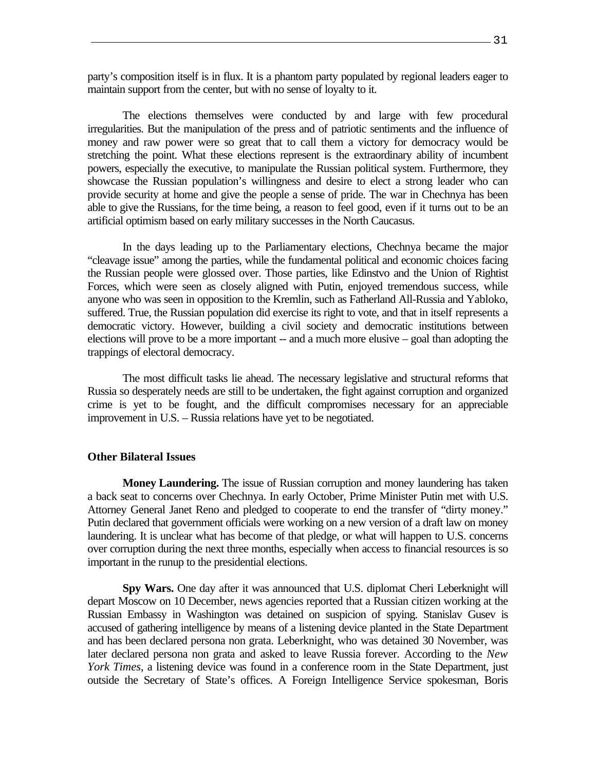party's composition itself is in flux. It is a phantom party populated by regional leaders eager to maintain support from the center, but with no sense of loyalty to it.

The elections themselves were conducted by and large with few procedural irregularities. But the manipulation of the press and of patriotic sentiments and the influence of money and raw power were so great that to call them a victory for democracy would be stretching the point. What these elections represent is the extraordinary ability of incumbent powers, especially the executive, to manipulate the Russian political system. Furthermore, they showcase the Russian population's willingness and desire to elect a strong leader who can provide security at home and give the people a sense of pride. The war in Chechnya has been able to give the Russians, for the time being, a reason to feel good, even if it turns out to be an artificial optimism based on early military successes in the North Caucasus.

In the days leading up to the Parliamentary elections, Chechnya became the major "cleavage issue" among the parties, while the fundamental political and economic choices facing the Russian people were glossed over. Those parties, like Edinstvo and the Union of Rightist Forces, which were seen as closely aligned with Putin, enjoyed tremendous success, while anyone who was seen in opposition to the Kremlin, such as Fatherland All-Russia and Yabloko, suffered. True, the Russian population did exercise its right to vote, and that in itself represents a democratic victory. However, building a civil society and democratic institutions between elections will prove to be a more important -- and a much more elusive – goal than adopting the trappings of electoral democracy.

The most difficult tasks lie ahead. The necessary legislative and structural reforms that Russia so desperately needs are still to be undertaken, the fight against corruption and organized crime is yet to be fought, and the difficult compromises necessary for an appreciable improvement in U.S. – Russia relations have yet to be negotiated.

## Other Bilateral Issues

**Money Laundering.** The issue of Russian corruption and money laundering has taken a back seat to concerns over Chechnya. In early October, Prime Minister Putin met with U.S. Attorney General Janet Reno and pledged to cooperate to end the transfer of "dirty money." Putin declared that government officials were working on a new version of a draft law on money laundering. It is unclear what has become of that pledge, or what will happen to U.S. concerns over corruption during the next three months, especially when access to financial resources is so important in the runup to the presidential elections.

**Spy Wars.** One day after it was announced that U.S. diplomat Cheri Leberknight will depart Moscow on 10 December, news agencies reported that a Russian citizen working at the Russian Embassy in Washington was detained on suspicion of spying. Stanislav Gusev is accused of gathering intelligence by means of a listening device planted in the State Department and has been declared persona non grata. Leberknight, who was detained 30 November, was later declared persona non grata and asked to leave Russia forever. According to the *New York Times*, a listening device was found in a conference room in the State Department, just outside the Secretary of State's offices. A Foreign Intelligence Service spokesman, Boris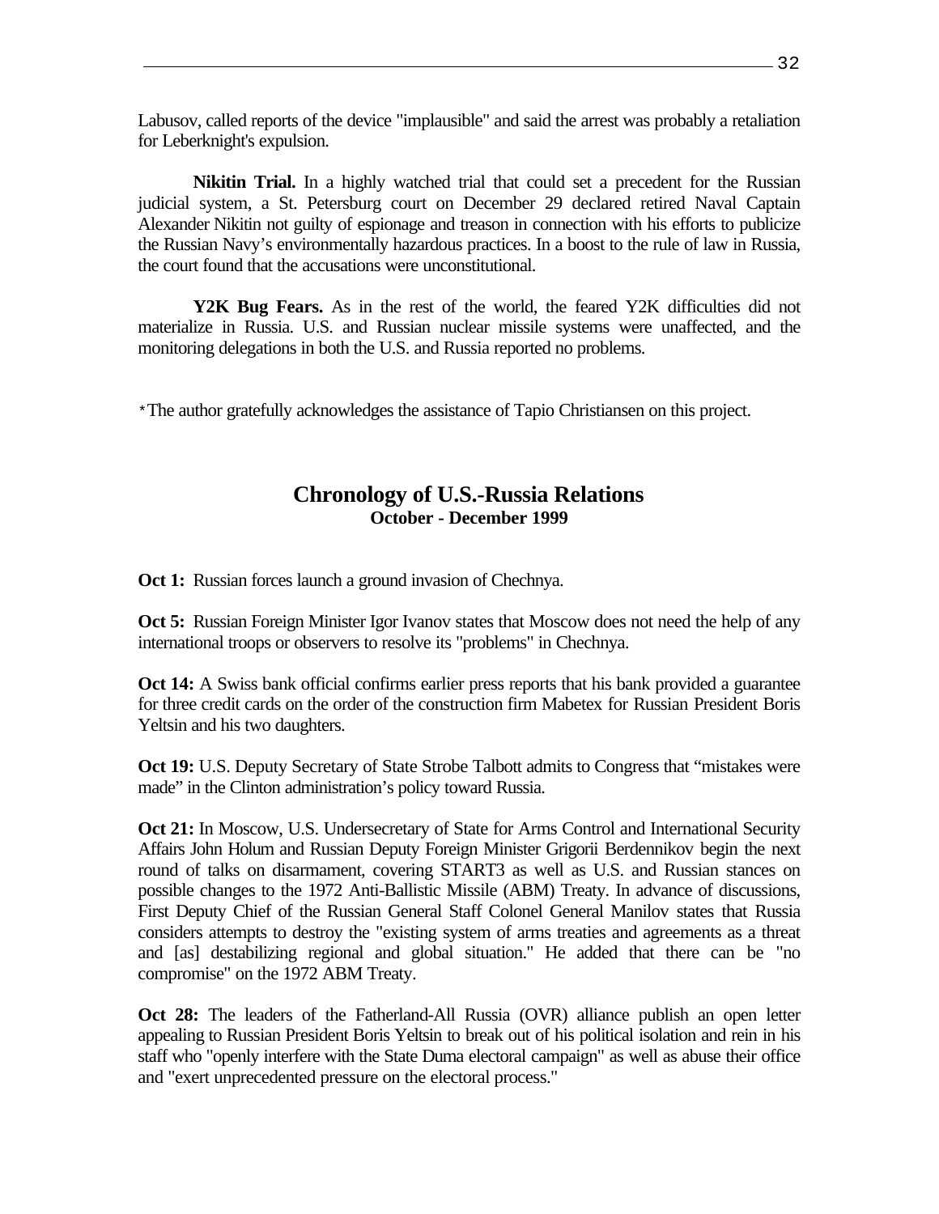Labusov, called reports of the device "implausible" and said the arrest was probably a retaliation for Leberknight's expulsion.

**Nikitin Trial.** In a highly watched trial that could set a precedent for the Russian judicial system, a St. Petersburg court on December 29 declared retired Naval Captain Alexander Nikitin not guilty of espionage and treason in connection with his efforts to publicize the Russian Navy's environmentally hazardous practices. In a boost to the rule of law in Russia, the court found that the accusations were unconstitutional.

**Y2K Bug Fears.** As in the rest of the world, the feared Y2K difficulties did not materialize in Russia. U.S. and Russian nuclear missile systems were unaffected, and the monitoring delegations in both the U.S. and Russia reported no problems.

*The author gratefully acknowledges the assistance of Tapio Christiansen on this project.

## Chronology of U.S.-Russia Relations
### October - December 1999

**Oct 1:** Russian forces launch a ground invasion of Chechnya.

**Oct 5:** Russian Foreign Minister Igor Ivanov states that Moscow does not need the help of any international troops or observers to resolve its "problems" in Chechnya.

**Oct 14:** A Swiss bank official confirms earlier press reports that his bank provided a guarantee for three credit cards on the order of the construction firm Mabetex for Russian President Boris Yeltsin and his two daughters.

**Oct 19:** U.S. Deputy Secretary of State Strobe Talbott admits to Congress that "mistakes were made" in the Clinton administration's policy toward Russia.

**Oct 21:** In Moscow, U.S. Undersecretary of State for Arms Control and International Security Affairs John Holum and Russian Deputy Foreign Minister Grigorii Berdennikov begin the next round of talks on disarmament, covering START3 as well as U.S. and Russian stances on possible changes to the 1972 Anti-Ballistic Missile (ABM) Treaty. In advance of discussions, First Deputy Chief of the Russian General Staff Colonel General Manilov states that Russia considers attempts to destroy the "existing system of arms treaties and agreements as a threat and [as] destabilizing regional and global situation." He added that there can be "no compromise" on the 1972 ABM Treaty.

**Oct 28:** The leaders of the Fatherland-All Russia (OVR) alliance publish an open letter appealing to Russian President Boris Yeltsin to break out of his political isolation and rein in his staff who "openly interfere with the State Duma electoral campaign" as well as abuse their office and "exert unprecedented pressure on the electoral process."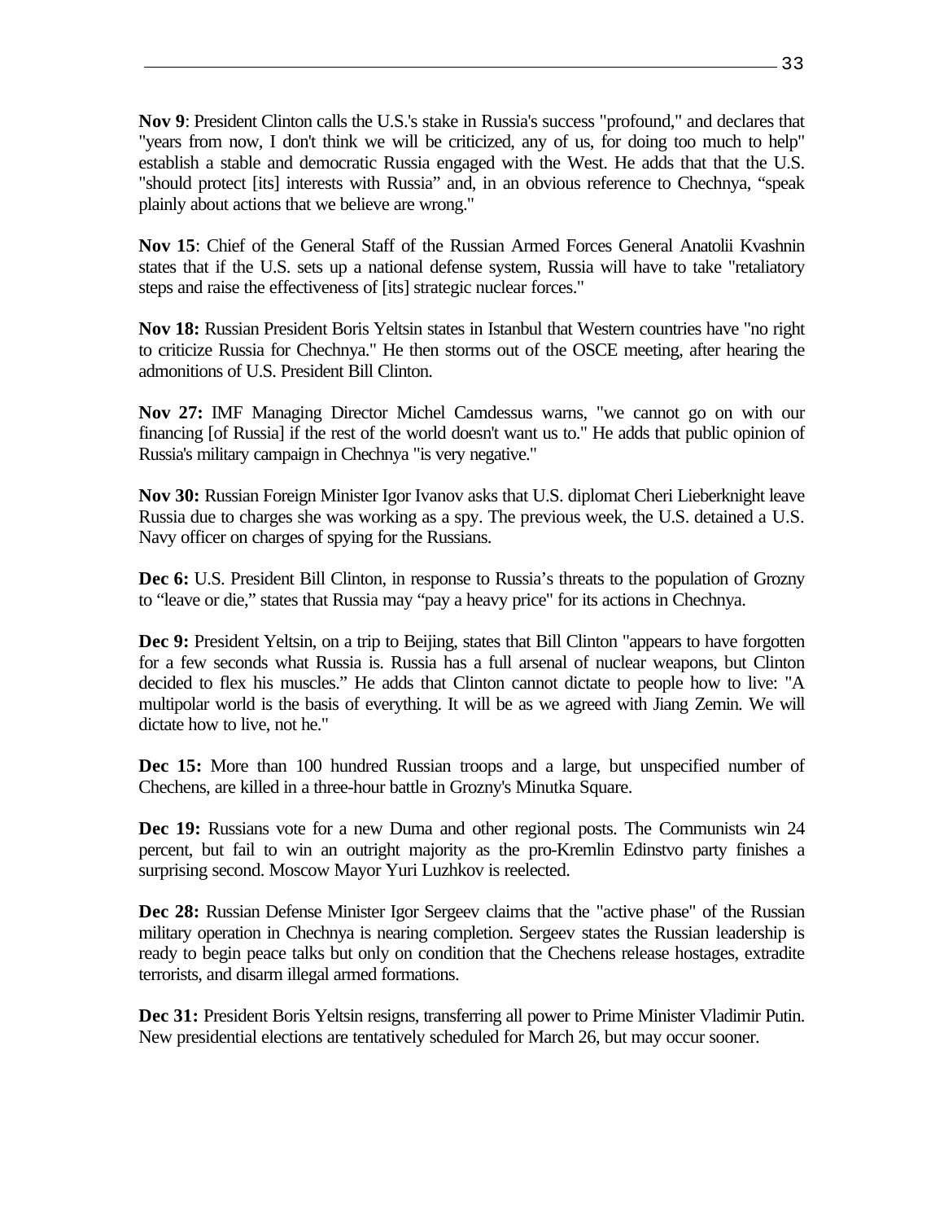**Nov 9**: President Clinton calls the U.S.'s stake in Russia's success "profound," and declares that "years from now, I don't think we will be criticized, any of us, for doing too much to help" establish a stable and democratic Russia engaged with the West. He adds that that the U.S. "should protect [its] interests with Russia" and, in an obvious reference to Chechnya, "speak plainly about actions that we believe are wrong."

**Nov 15**: Chief of the General Staff of the Russian Armed Forces General Anatolii Kvashnin states that if the U.S. sets up a national defense system, Russia will have to take "retaliatory steps and raise the effectiveness of [its] strategic nuclear forces."

**Nov 18:** Russian President Boris Yeltsin states in Istanbul that Western countries have "no right to criticize Russia for Chechnya." He then storms out of the OSCE meeting, after hearing the admonitions of U.S. President Bill Clinton.

**Nov 27:** IMF Managing Director Michel Camdessus warns, "we cannot go on with our financing [of Russia] if the rest of the world doesn't want us to." He adds that public opinion of Russia's military campaign in Chechnya "is very negative."

**Nov 30:** Russian Foreign Minister Igor Ivanov asks that U.S. diplomat Cheri Lieberknight leave Russia due to charges she was working as a spy. The previous week, the U.S. detained a U.S. Navy officer on charges of spying for the Russians.

**Dec 6:** U.S. President Bill Clinton, in response to Russia's threats to the population of Grozny to "leave or die," states that Russia may "pay a heavy price" for its actions in Chechnya.

**Dec 9:** President Yeltsin, on a trip to Beijing, states that Bill Clinton "appears to have forgotten for a few seconds what Russia is. Russia has a full arsenal of nuclear weapons, but Clinton decided to flex his muscles." He adds that Clinton cannot dictate to people how to live: "A multipolar world is the basis of everything. It will be as we agreed with Jiang Zemin. We will dictate how to live, not he."

**Dec 15:** More than 100 hundred Russian troops and a large, but unspecified number of Chechens, are killed in a three-hour battle in Grozny's Minutka Square.

**Dec 19:** Russians vote for a new Duma and other regional posts. The Communists win 24 percent, but fail to win an outright majority as the pro-Kremlin Edinstvo party finishes a surprising second. Moscow Mayor Yuri Luzhkov is reelected.

**Dec 28:** Russian Defense Minister Igor Sergeev claims that the "active phase" of the Russian military operation in Chechnya is nearing completion. Sergeev states the Russian leadership is ready to begin peace talks but only on condition that the Chechens release hostages, extradite terrorists, and disarm illegal armed formations.

**Dec 31:** President Boris Yeltsin resigns, transferring all power to Prime Minister Vladimir Putin. New presidential elections are tentatively scheduled for March 26, but may occur sooner.